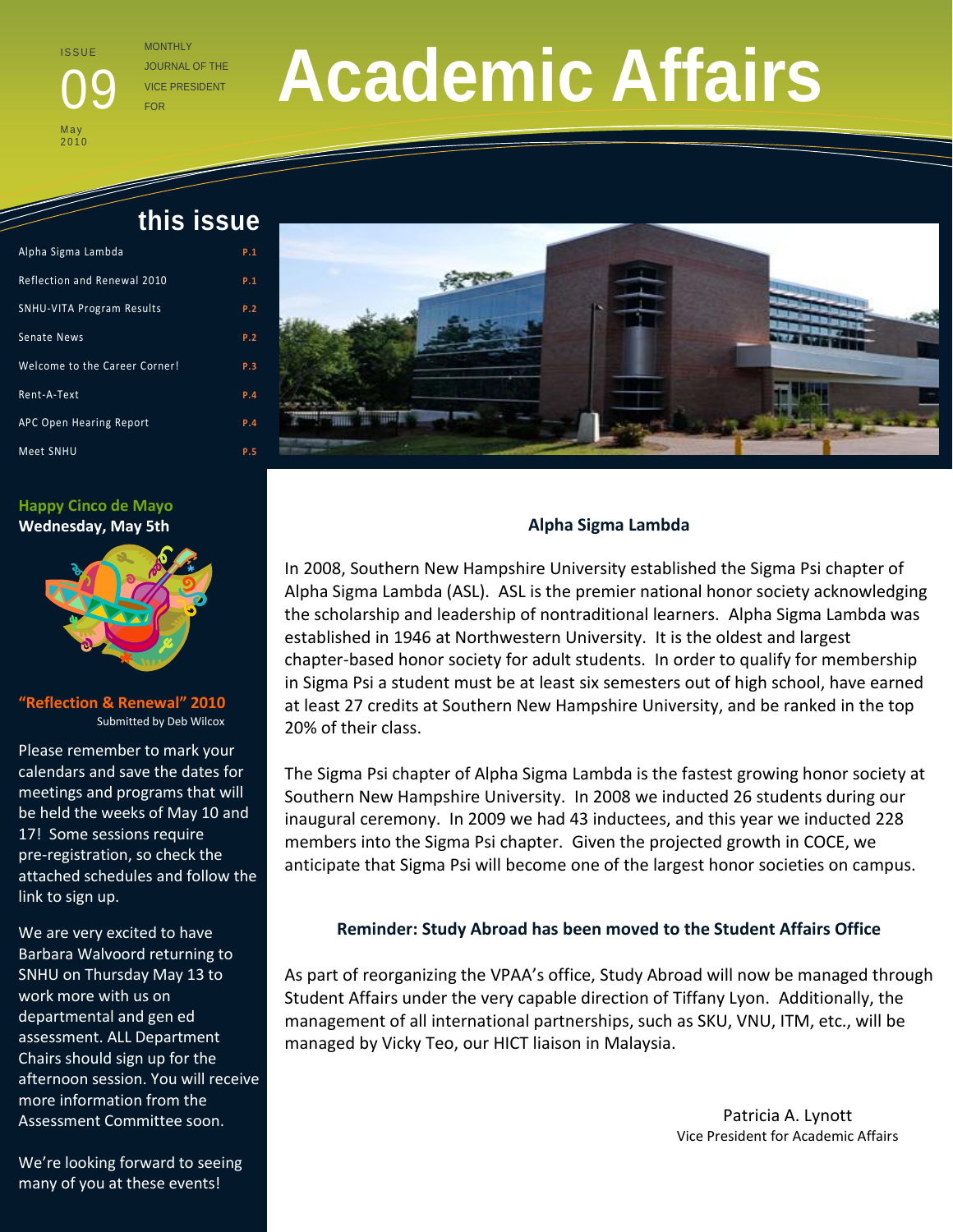ISSUE 09

May 2010

MONTHLY JOURNAL OF THE VICE PRESIDENT FOR

# Academic Affairs

## this issue

| | |
|---|---|
| Alpha Sigma Lambda | P.1 |
| Reflection and Renewal 2010 | P.1 |
| SNHU-VITA Program Results | P.2 |
| Senate News | P.2 |
| Welcome to the Career Corner! | P.3 |
| Rent-A-Text | P.4 |
| APC Open Hearing Report | P.4 |
| Meet SNHU | P.5 |

**Happy Cinco de Mayo**
**Wednesday, May 5th**

### "Reflection & Renewal" 2010

Submitted by Deb Wilcox

Please remember to mark your calendars and save the dates for meetings and programs that will be held the weeks of May 10 and 17! Some sessions require pre-registration, so check the attached schedules and follow the link to sign up.

We are very excited to have Barbara Walvoord returning to SNHU on Thursday May 13 to work more with us on departmental and gen ed assessment. ALL Department Chairs should sign up for the afternoon session. You will receive more information from the Assessment Committee soon.

We're looking forward to seeing many of you at these events!

### Alpha Sigma Lambda

In 2008, Southern New Hampshire University established the Sigma Psi chapter of Alpha Sigma Lambda (ASL). ASL is the premier national honor society acknowledging the scholarship and leadership of nontraditional learners. Alpha Sigma Lambda was established in 1946 at Northwestern University. It is the oldest and largest chapter-based honor society for adult students. In order to qualify for membership in Sigma Psi a student must be at least six semesters out of high school, have earned at least 27 credits at Southern New Hampshire University, and be ranked in the top 20% of their class.

The Sigma Psi chapter of Alpha Sigma Lambda is the fastest growing honor society at Southern New Hampshire University. In 2008 we inducted 26 students during our inaugural ceremony. In 2009 we had 43 inductees, and this year we inducted 228 members into the Sigma Psi chapter. Given the projected growth in COCE, we anticipate that Sigma Psi will become one of the largest honor societies on campus.

### Reminder: Study Abroad has been moved to the Student Affairs Office

As part of reorganizing the VPAA's office, Study Abroad will now be managed through Student Affairs under the very capable direction of Tiffany Lyon. Additionally, the management of all international partnerships, such as SKU, VNU, ITM, etc., will be managed by Vicky Teo, our HICT liaison in Malaysia.

Patricia A. Lynott
Vice President for Academic Affairs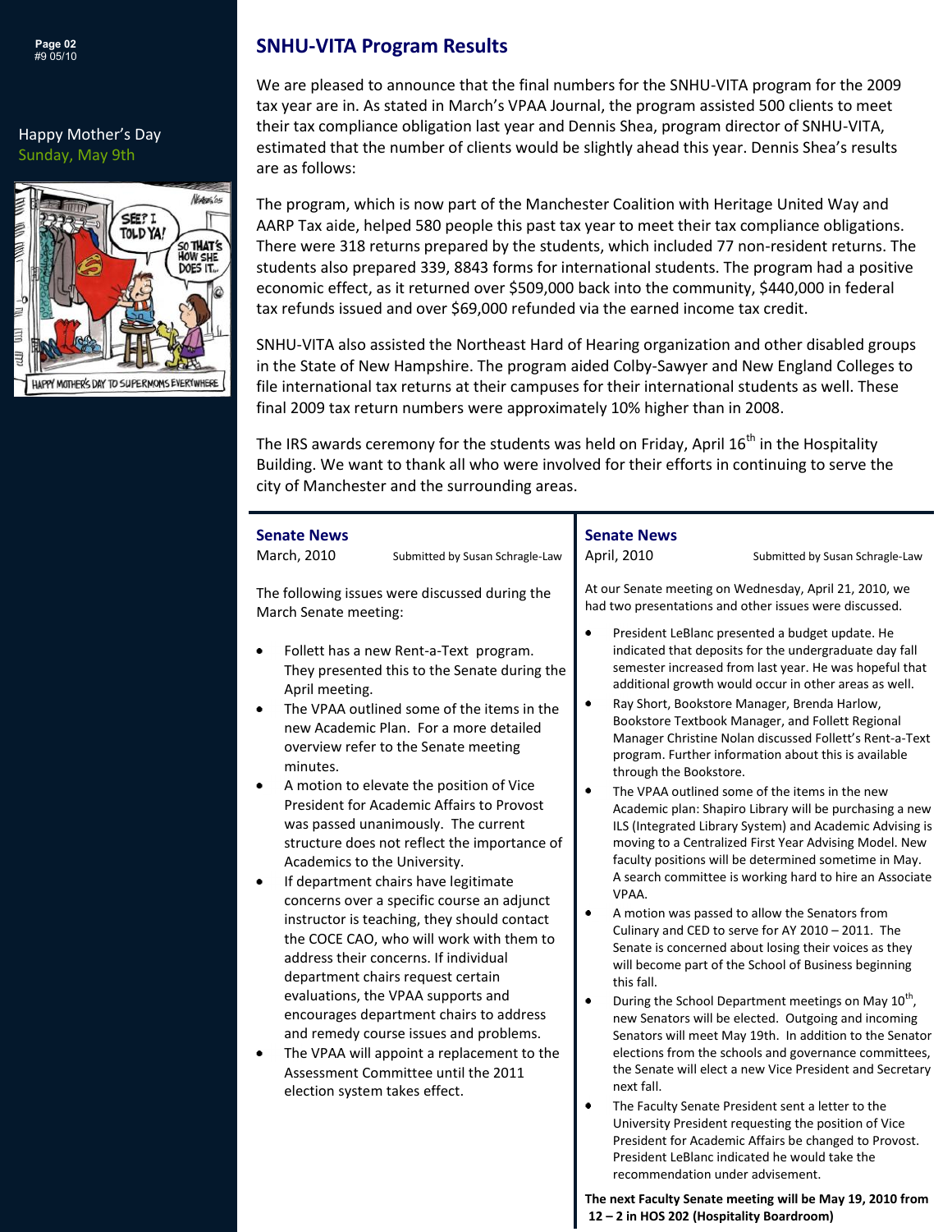Happy Mother's Day
Sunday, May 9th

## SNHU-VITA Program Results

We are pleased to announce that the final numbers for the SNHU-VITA program for the 2009 tax year are in. As stated in March's VPAA Journal, the program assisted 500 clients to meet their tax compliance obligation last year and Dennis Shea, program director of SNHU-VITA, estimated that the number of clients would be slightly ahead this year. Dennis Shea's results are as follows:

The program, which is now part of the Manchester Coalition with Heritage United Way and AARP Tax aide, helped 580 people this past tax year to meet their tax compliance obligations. There were 318 returns prepared by the students, which included 77 non-resident returns. The students also prepared 339, 8843 forms for international students. The program had a positive economic effect, as it returned over $509,000 back into the community, $440,000 in federal tax refunds issued and over $69,000 refunded via the earned income tax credit.

SNHU-VITA also assisted the Northeast Hard of Hearing organization and other disabled groups in the State of New Hampshire. The program aided Colby-Sawyer and New England Colleges to file international tax returns at their campuses for their international students as well. These final 2009 tax return numbers were approximately 10% higher than in 2008.

The IRS awards ceremony for the students was held on Friday, April 16th in the Hospitality Building. We want to thank all who were involved for their efforts in continuing to serve the city of Manchester and the surrounding areas.

## Senate News

March, 2010 — Submitted by Susan Schragle-Law

The following issues were discussed during the March Senate meeting:

- Follett has a new Rent-a-Text program. They presented this to the Senate during the April meeting.
- The VPAA outlined some of the items in the new Academic Plan. For a more detailed overview refer to the Senate meeting minutes.
- A motion to elevate the position of Vice President for Academic Affairs to Provost was passed unanimously. The current structure does not reflect the importance of Academics to the University.
- If department chairs have legitimate concerns over a specific course an adjunct instructor is teaching, they should contact the COCE CAO, who will work with them to address their concerns. If individual department chairs request certain evaluations, the VPAA supports and encourages department chairs to address and remedy course issues and problems.
- The VPAA will appoint a replacement to the Assessment Committee until the 2011 election system takes effect.

## Senate News

April, 2010 — Submitted by Susan Schragle-Law

At our Senate meeting on Wednesday, April 21, 2010, we had two presentations and other issues were discussed.

- President LeBlanc presented a budget update. He indicated that deposits for the undergraduate day fall semester increased from last year. He was hopeful that additional growth would occur in other areas as well.
- Ray Short, Bookstore Manager, Brenda Harlow, Bookstore Textbook Manager, and Follett Regional Manager Christine Nolan discussed Follett's Rent-a-Text program. Further information about this is available through the Bookstore.
- The VPAA outlined some of the items in the new Academic plan: Shapiro Library will be purchasing a new ILS (Integrated Library System) and Academic Advising is moving to a Centralized First Year Advising Model. New faculty positions will be determined sometime in May. A search committee is working hard to hire an Associate VPAA.
- A motion was passed to allow the Senators from Culinary and CED to serve for AY 2010 – 2011. The Senate is concerned about losing their voices as they will become part of the School of Business beginning this fall.
- During the School Department meetings on May 10th, new Senators will be elected. Outgoing and incoming Senators will meet May 19th. In addition to the Senator elections from the schools and governance committees, the Senate will elect a new Vice President and Secretary next fall.
- The Faculty Senate President sent a letter to the University President requesting the position of Vice President for Academic Affairs be changed to Provost. President LeBlanc indicated he would take the recommendation under advisement.

**The next Faculty Senate meeting will be May 19, 2010 from 12 – 2 in HOS 202 (Hospitality Boardroom)**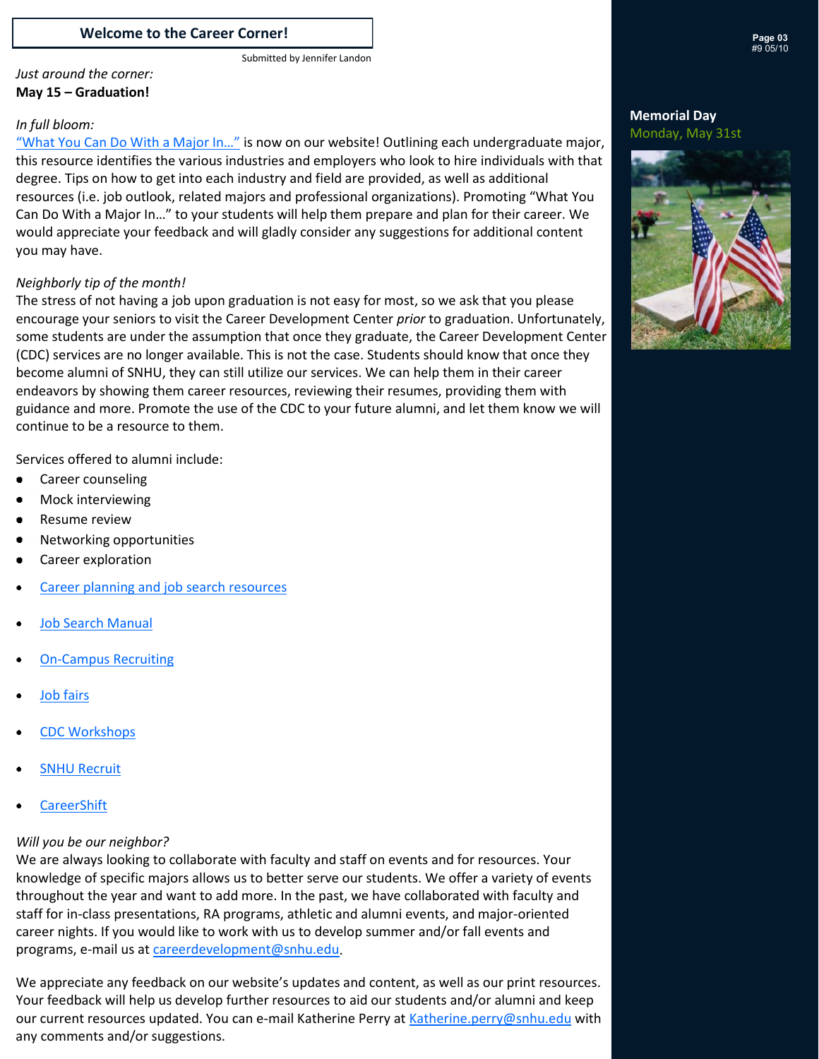## Welcome to the Career Corner!

Submitted by Jennifer Landon

*Just around the corner:*
**May 15 – Graduation!**

*In full bloom:*
"What You Can Do With a Major In…" is now on our website! Outlining each undergraduate major, this resource identifies the various industries and employers who look to hire individuals with that degree. Tips on how to get into each industry and field are provided, as well as additional resources (i.e. job outlook, related majors and professional organizations). Promoting "What You Can Do With a Major In…" to your students will help them prepare and plan for their career. We would appreciate your feedback and will gladly consider any suggestions for additional content you may have.

*Neighborly tip of the month!*
The stress of not having a job upon graduation is not easy for most, so we ask that you please encourage your seniors to visit the Career Development Center *prior* to graduation. Unfortunately, some students are under the assumption that once they graduate, the Career Development Center (CDC) services are no longer available. This is not the case. Students should know that once they become alumni of SNHU, they can still utilize our services. We can help them in their career endeavors by showing them career resources, reviewing their resumes, providing them with guidance and more. Promote the use of the CDC to your future alumni, and let them know we will continue to be a resource to them.

Services offered to alumni include:

- Career counseling
- Mock interviewing
- Resume review
- Networking opportunities
- Career exploration
- Career planning and job search resources
- Job Search Manual
- On-Campus Recruiting
- Job fairs
- CDC Workshops
- SNHU Recruit
- CareerShift

*Will you be our neighbor?*
We are always looking to collaborate with faculty and staff on events and for resources. Your knowledge of specific majors allows us to better serve our students. We offer a variety of events throughout the year and want to add more. In the past, we have collaborated with faculty and staff for in-class presentations, RA programs, athletic and alumni events, and major-oriented career nights. If you would like to work with us to develop summer and/or fall events and programs, e-mail us at careerdevelopment@snhu.edu.

We appreciate any feedback on our website's updates and content, as well as our print resources. Your feedback will help us develop further resources to aid our students and/or alumni and keep our current resources updated. You can e-mail Katherine Perry at Katherine.perry@snhu.edu with any comments and/or suggestions.

**Memorial Day**
Monday, May 31st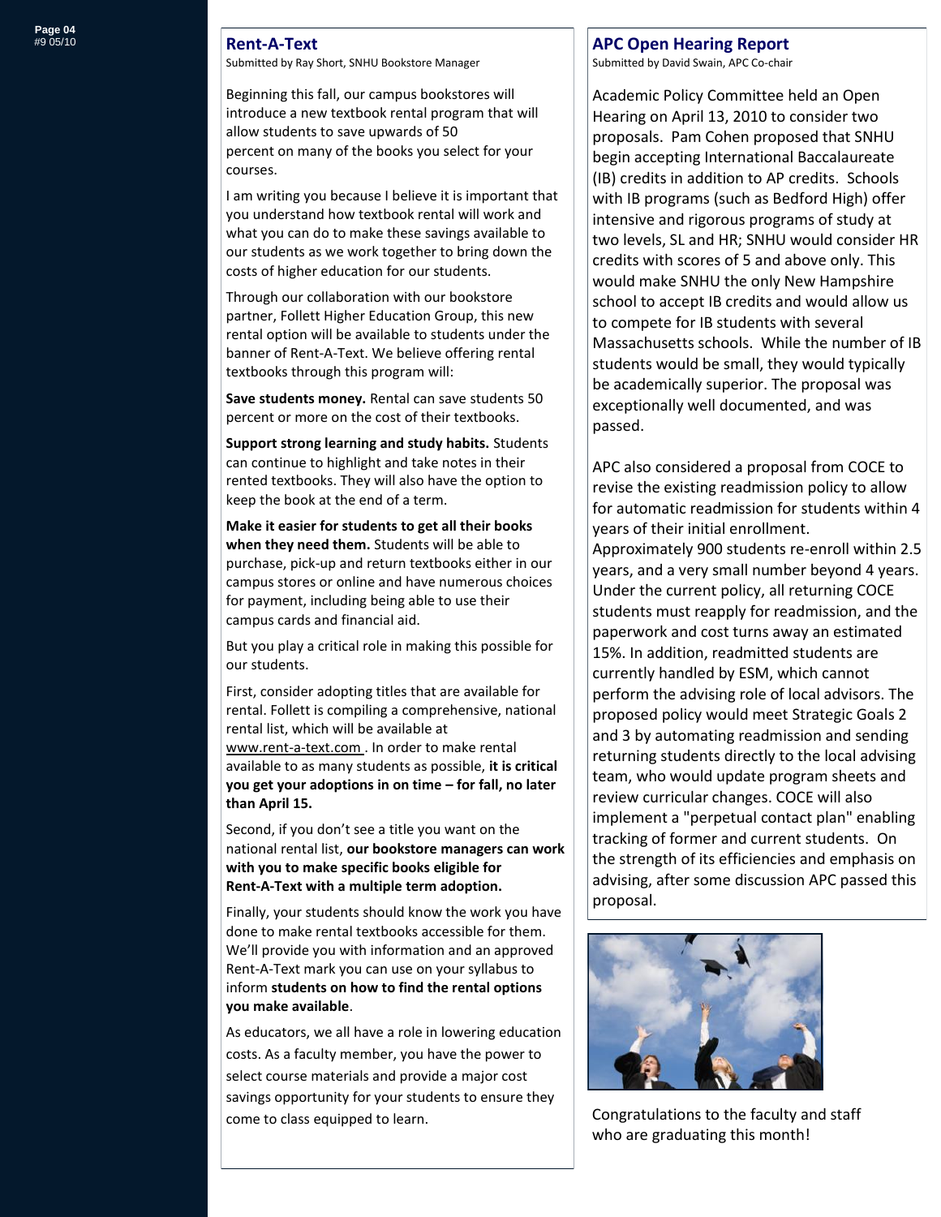## Rent-A-Text

Submitted by Ray Short, SNHU Bookstore Manager

Beginning this fall, our campus bookstores will introduce a new textbook rental program that will allow students to save upwards of 50 percent on many of the books you select for your courses.

I am writing you because I believe it is important that you understand how textbook rental will work and what you can do to make these savings available to our students as we work together to bring down the costs of higher education for our students.

Through our collaboration with our bookstore partner, Follett Higher Education Group, this new rental option will be available to students under the banner of Rent-A-Text. We believe offering rental textbooks through this program will:

**Save students money.** Rental can save students 50 percent or more on the cost of their textbooks.

**Support strong learning and study habits.** Students can continue to highlight and take notes in their rented textbooks. They will also have the option to keep the book at the end of a term.

**Make it easier for students to get all their books when they need them.** Students will be able to purchase, pick-up and return textbooks either in our campus stores or online and have numerous choices for payment, including being able to use their campus cards and financial aid.

But you play a critical role in making this possible for our students.

First, consider adopting titles that are available for rental. Follett is compiling a comprehensive, national rental list, which will be available at www.rent-a-text.com . In order to make rental available to as many students as possible, **it is critical you get your adoptions in on time – for fall, no later than April 15.**

Second, if you don't see a title you want on the national rental list, **our bookstore managers can work with you to make specific books eligible for Rent-A-Text with a multiple term adoption.**

Finally, your students should know the work you have done to make rental textbooks accessible for them. We'll provide you with information and an approved Rent-A-Text mark you can use on your syllabus to inform **students on how to find the rental options you make available**.

As educators, we all have a role in lowering education costs. As a faculty member, you have the power to select course materials and provide a major cost savings opportunity for your students to ensure they come to class equipped to learn.

## APC Open Hearing Report

Submitted by David Swain, APC Co-chair

Academic Policy Committee held an Open Hearing on April 13, 2010 to consider two proposals. Pam Cohen proposed that SNHU begin accepting International Baccalaureate (IB) credits in addition to AP credits. Schools with IB programs (such as Bedford High) offer intensive and rigorous programs of study at two levels, SL and HR; SNHU would consider HR credits with scores of 5 and above only. This would make SNHU the only New Hampshire school to accept IB credits and would allow us to compete for IB students with several Massachusetts schools. While the number of IB students would be small, they would typically be academically superior. The proposal was exceptionally well documented, and was passed.

APC also considered a proposal from COCE to revise the existing readmission policy to allow for automatic readmission for students within 4 years of their initial enrollment. Approximately 900 students re-enroll within 2.5 years, and a very small number beyond 4 years. Under the current policy, all returning COCE students must reapply for readmission, and the paperwork and cost turns away an estimated 15%. In addition, readmitted students are currently handled by ESM, which cannot perform the advising role of local advisors. The proposed policy would meet Strategic Goals 2 and 3 by automating readmission and sending returning students directly to the local advising team, who would update program sheets and review curricular changes. COCE will also implement a "perpetual contact plan" enabling tracking of former and current students. On the strength of its efficiencies and emphasis on advising, after some discussion APC passed this proposal.

Congratulations to the faculty and staff who are graduating this month!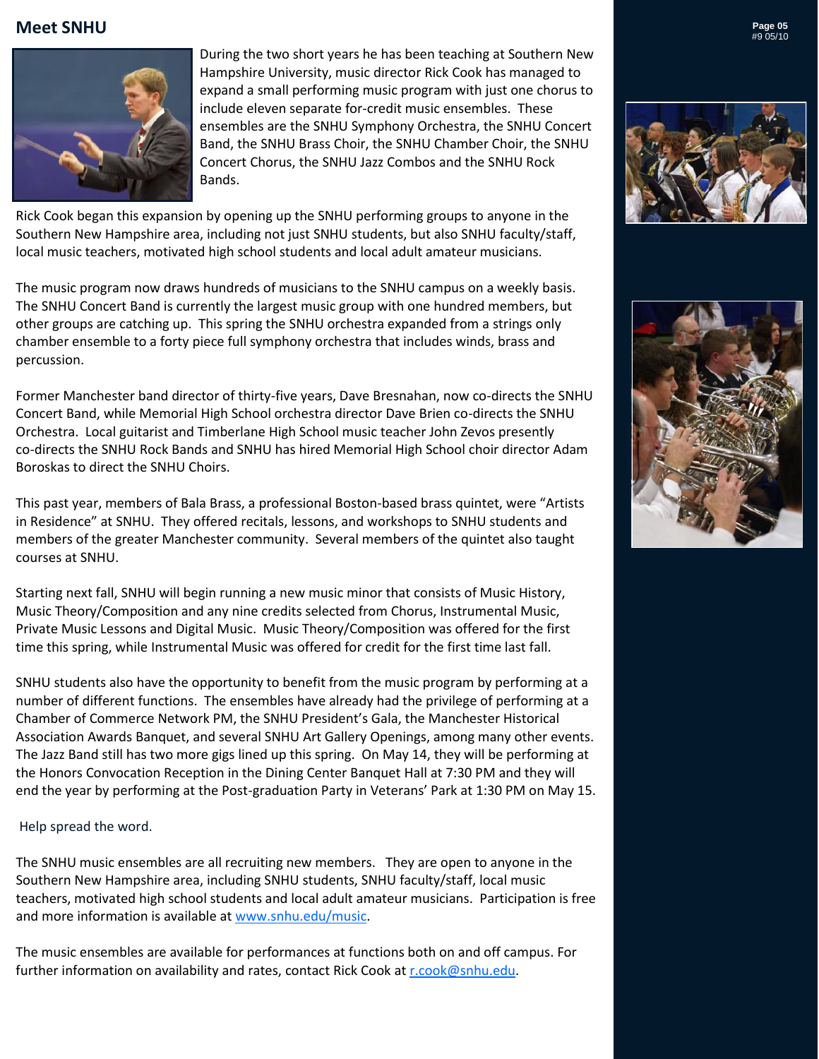## Meet SNHU

During the two short years he has been teaching at Southern New Hampshire University, music director Rick Cook has managed to expand a small performing music program with just one chorus to include eleven separate for-credit music ensembles. These ensembles are the SNHU Symphony Orchestra, the SNHU Concert Band, the SNHU Brass Choir, the SNHU Chamber Choir, the SNHU Concert Chorus, the SNHU Jazz Combos and the SNHU Rock Bands.

Rick Cook began this expansion by opening up the SNHU performing groups to anyone in the Southern New Hampshire area, including not just SNHU students, but also SNHU faculty/staff, local music teachers, motivated high school students and local adult amateur musicians.

The music program now draws hundreds of musicians to the SNHU campus on a weekly basis. The SNHU Concert Band is currently the largest music group with one hundred members, but other groups are catching up. This spring the SNHU orchestra expanded from a strings only chamber ensemble to a forty piece full symphony orchestra that includes winds, brass and percussion.

Former Manchester band director of thirty-five years, Dave Bresnahan, now co-directs the SNHU Concert Band, while Memorial High School orchestra director Dave Brien co-directs the SNHU Orchestra. Local guitarist and Timberlane High School music teacher John Zevos presently co-directs the SNHU Rock Bands and SNHU has hired Memorial High School choir director Adam Boroskas to direct the SNHU Choirs.

This past year, members of Bala Brass, a professional Boston-based brass quintet, were "Artists in Residence" at SNHU. They offered recitals, lessons, and workshops to SNHU students and members of the greater Manchester community. Several members of the quintet also taught courses at SNHU.

Starting next fall, SNHU will begin running a new music minor that consists of Music History, Music Theory/Composition and any nine credits selected from Chorus, Instrumental Music, Private Music Lessons and Digital Music. Music Theory/Composition was offered for the first time this spring, while Instrumental Music was offered for credit for the first time last fall.

SNHU students also have the opportunity to benefit from the music program by performing at a number of different functions. The ensembles have already had the privilege of performing at a Chamber of Commerce Network PM, the SNHU President's Gala, the Manchester Historical Association Awards Banquet, and several SNHU Art Gallery Openings, among many other events. The Jazz Band still has two more gigs lined up this spring. On May 14, they will be performing at the Honors Convocation Reception in the Dining Center Banquet Hall at 7:30 PM and they will end the year by performing at the Post-graduation Party in Veterans' Park at 1:30 PM on May 15.

Help spread the word.

The SNHU music ensembles are all recruiting new members. They are open to anyone in the Southern New Hampshire area, including SNHU students, SNHU faculty/staff, local music teachers, motivated high school students and local adult amateur musicians. Participation is free and more information is available at [www.snhu.edu/music](http://www.snhu.edu/music).

The music ensembles are available for performances at functions both on and off campus. For further information on availability and rates, contact Rick Cook at [r.cook@snhu.edu](mailto:r.cook@snhu.edu).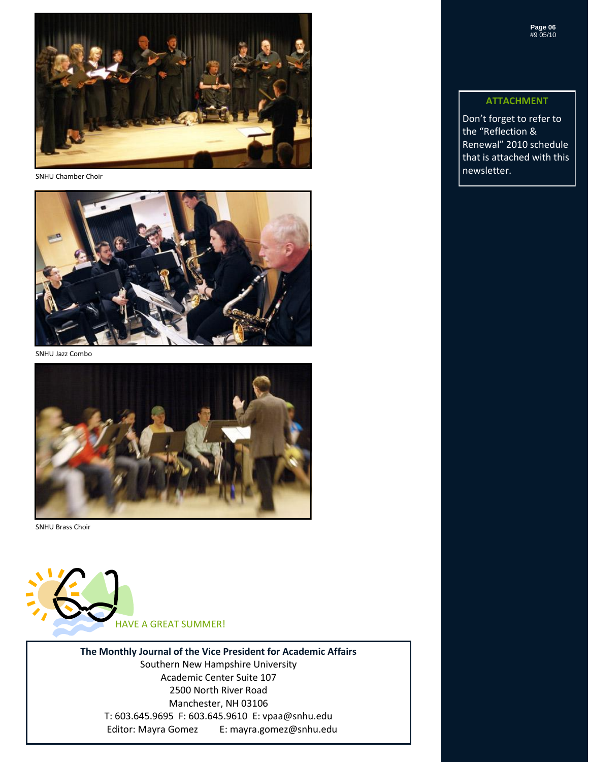SNHU Chamber Choir

SNHU Jazz Combo

SNHU Brass Choir

HAVE A GREAT SUMMER!

**The Monthly Journal of the Vice President for Academic Affairs**
Southern New Hampshire University
Academic Center Suite 107
2500 North River Road
Manchester, NH 03106
T: 603.645.9695 F: 603.645.9610 E: vpaa@snhu.edu
Editor: Mayra Gomez E: mayra.gomez@snhu.edu

### ATTACHMENT

Don't forget to refer to the "Reflection & Renewal" 2010 schedule that is attached with this newsletter.